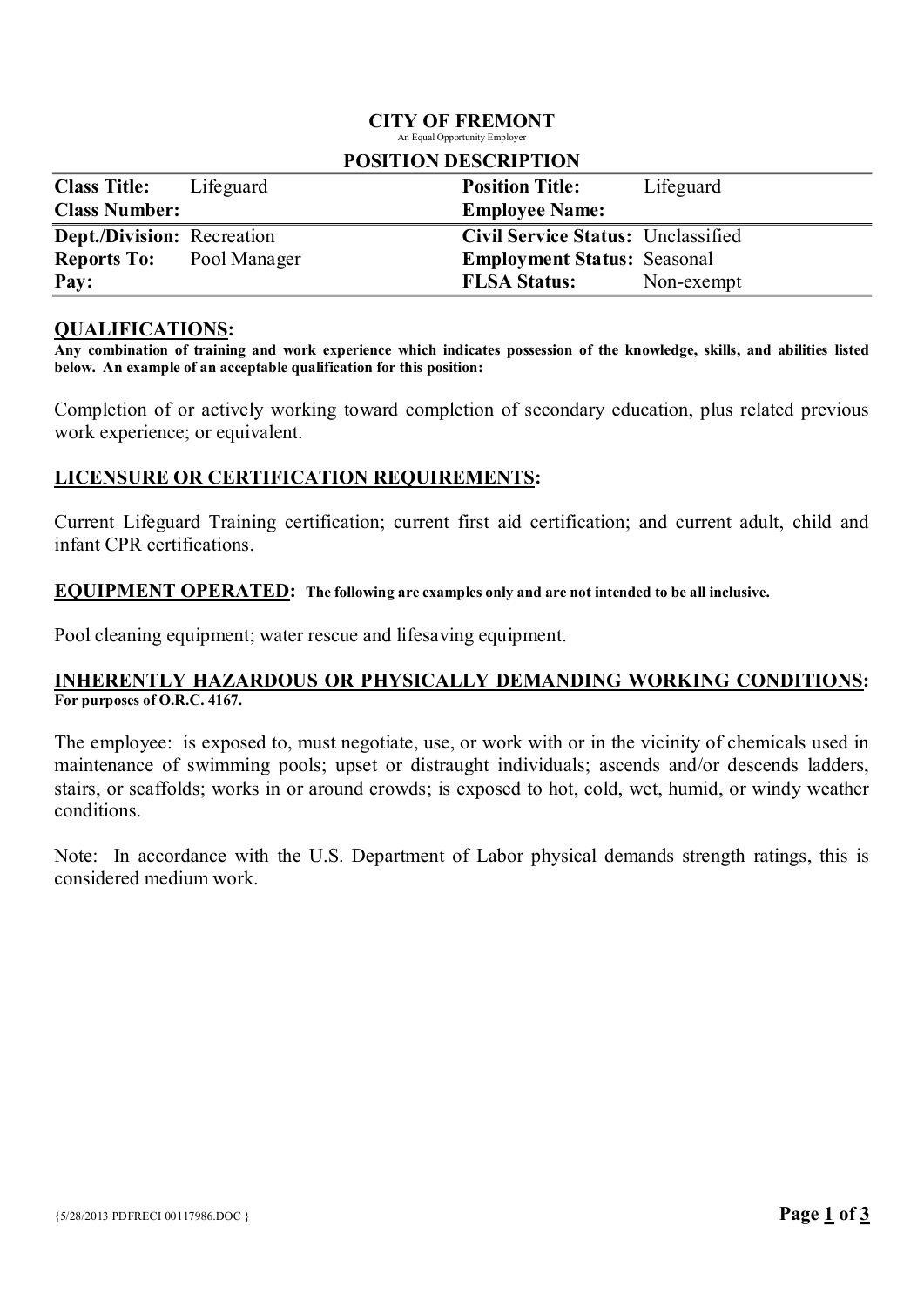# CITY OF FRMONT

An Equal Opportunity Employer

## POSITION DESCRIPTION

| | | | |
|---|---|---|---|
| **Class Title:** | Lifeguard | **Position Title:** | Lifeguard |
| **Class Number:** | | **Employee Name:** | |
| **Dept./Division:** | Recreation | **Civil Service Status:** | Unclassified |
| **Reports To:** | Pool Manager | **Employment Status:** | Seasonal |
| **Pay:** | | **FLSA Status:** | Non-exempt |

## QUALIFICATIONS:

**Any combination of training and work experience which indicates possession of the knowledge, skills, and abilities listed below. An example of an acceptable qualification for this position:**

Completion of or actively working toward completion of secondary education, plus related previous work experience; or equivalent.

## LICENSURE OR CERTIFICATION REQUIREMENTS:

Current Lifeguard Training certification; current first aid certification; and current adult, child and infant CPR certifications.

## EQUIPMENT OPERATED:

**The following are examples only and are not intended to be all inclusive.**

Pool cleaning equipment; water rescue and lifesaving equipment.

## INHERENTLY HAZARDOUS OR PHYSICALLY DEMANDING WORKING CONDITIONS:

**For purposes of O.R.C. 4167.**

The employee: is exposed to, must negotiate, use, or work with or in the vicinity of chemicals used in maintenance of swimming pools; upset or distraught individuals; ascends and/or descends ladders, stairs, or scaffolds; works in or around crowds; is exposed to hot, cold, wet, humid, or windy weather conditions.

Note: In accordance with the U.S. Department of Labor physical demands strength ratings, this is considered medium work.

{5/28/2013 PDFRECI 00117986.DOC }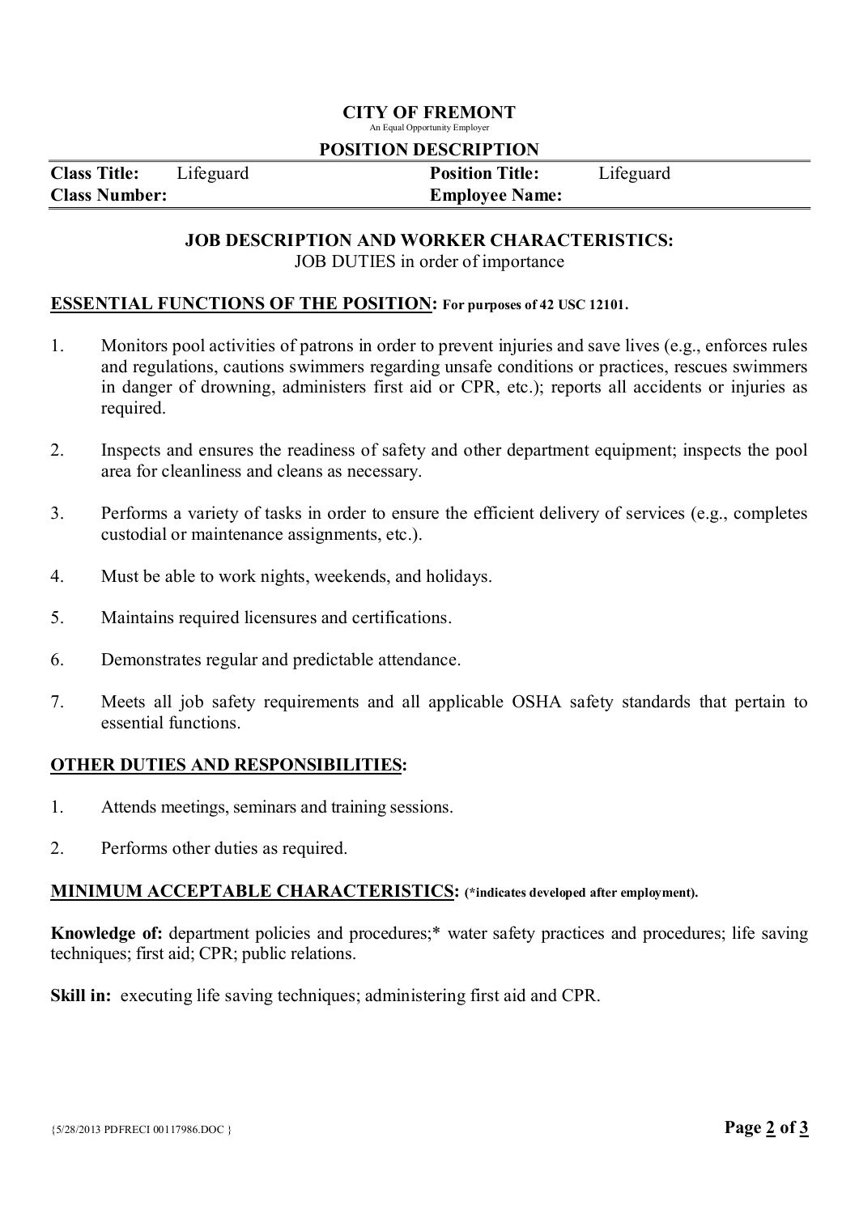**CITY OF FREMONT**
An Equal Opportunity Employer

**POSITION DESCRIPTION**

| **Class Title:** Lifeguard | **Position Title:** Lifeguard |
| --- | --- |
| **Class Number:** | **Employee Name:** |

**JOB DESCRIPTION AND WORKER CHARACTERISTICS:**
JOB DUTIES in order of importance

**ESSENTIAL FUNCTIONS OF THE POSITION: For purposes of 42 USC 12101.**

1. Monitors pool activities of patrons in order to prevent injuries and save lives (e.g., enforces rules and regulations, cautions swimmers regarding unsafe conditions or practices, rescues swimmers in danger of drowning, administers first aid or CPR, etc.); reports all accidents or injuries as required.

2. Inspects and ensures the readiness of safety and other department equipment; inspects the pool area for cleanliness and cleans as necessary.

3. Performs a variety of tasks in order to ensure the efficient delivery of services (e.g., completes custodial or maintenance assignments, etc.).

4. Must be able to work nights, weekends, and holidays.

5. Maintains required licensures and certifications.

6. Demonstrates regular and predictable attendance.

7. Meets all job safety requirements and all applicable OSHA safety standards that pertain to essential functions.

**OTHER DUTIES AND RESPONSIBILITIES:**

1. Attends meetings, seminars and training sessions.

2. Performs other duties as required.

**MINIMUM ACCEPTABLE CHARACTERISTICS: (*indicates developed after employment).**

**Knowledge of:** department policies and procedures;* water safety practices and procedures; life saving techniques; first aid; CPR; public relations.

**Skill in:** executing life saving techniques; administering first aid and CPR.

{5/28/2013 PDFRECI 00117986.DOC }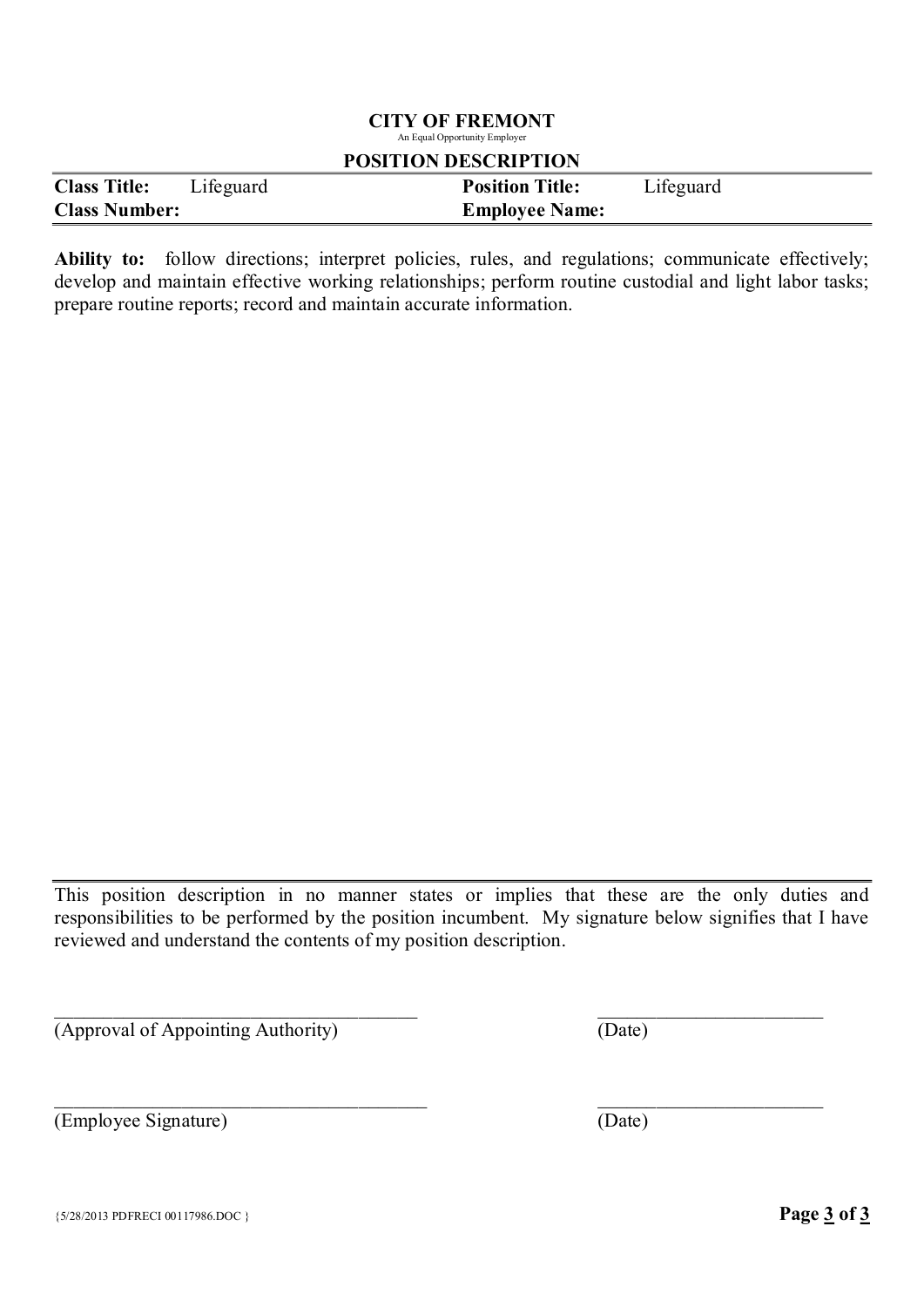**CITY OF FREMONT**

An Equal Opportunity Employer

**POSITION DESCRIPTION**

| | | | |
|---|---|---|---|
| **Class Title:** | Lifeguard | **Position Title:** | Lifeguard |
| **Class Number:** | | **Employee Name:** | |

**Ability to:** follow directions; interpret policies, rules, and regulations; communicate effectively; develop and maintain effective working relationships; perform routine custodial and light labor tasks; prepare routine reports; record and maintain accurate information.

This position description in no manner states or implies that these are the only duties and responsibilities to be performed by the position incumbent. My signature below signifies that I have reviewed and understand the contents of my position description.

_____________________________________ (Approval of Appointing Authority)

_______________________ (Date)

_____________________________________ (Employee Signature)

_______________________ (Date)

{5/28/2013 PDFRECI 00117986.DOC }